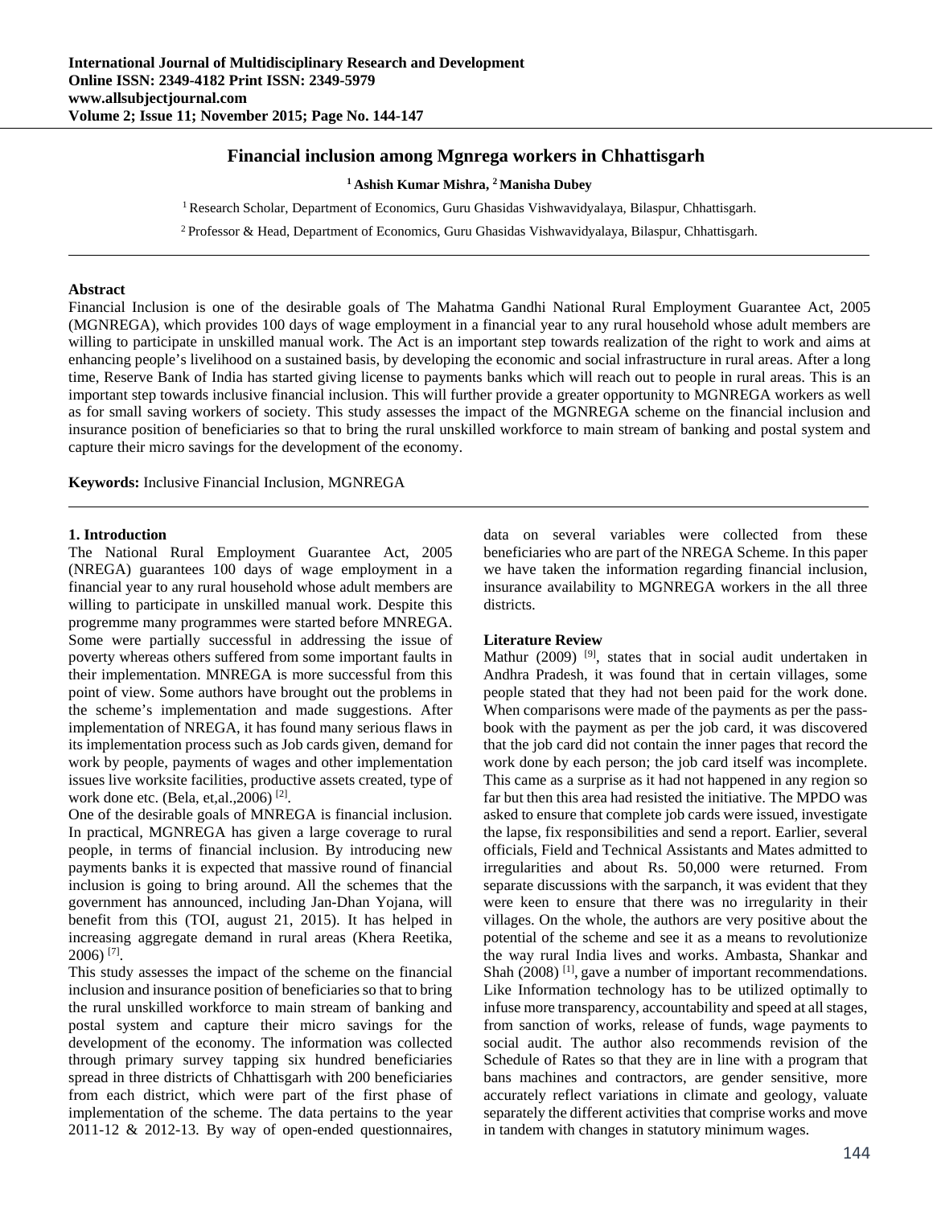# Financial inclusion among Mgnrega workers in Chhattisgarh

[1] Ashish Kumar Mishra, [2] Manisha Dubey

[1] Research Scholar, Department of Economics, Guru Ghasidas Vishwavidyalaya, Bilaspur, Chhattisgarh.

[2] Professor & Head, Department of Economics, Guru Ghasidas Vishwavidyalaya, Bilaspur, Chhattisgarh.

---

**Abstract**

Financial Inclusion is one of the desirable goals of The Mahatma Gandhi National Rural Employment Guarantee Act, 2005 (MGNREGA), which provides 100 days of wage employment in a financial year to any rural household whose adult members are willing to participate in unskilled manual work. The Act is an important step towards realization of the right to work and aims at enhancing people's livelihood on a sustained basis, by developing the economic and social infrastructure in rural areas. After a long time, Reserve Bank of India has started giving license to payments banks which will reach out to people in rural areas. This is an important step towards inclusive financial inclusion. This will further provide a greater opportunity to MGNREGA workers as well as for small saving workers of society. This study assesses the impact of the MGNREGA scheme on the financial inclusion and insurance position of beneficiaries so that to bring the rural unskilled workforce to main stream of banking and postal system and capture their micro savings for the development of the economy.

**Keywords:** Inclusive Financial Inclusion, MGNREGA

---

## 1. Introduction

The National Rural Employment Guarantee Act, 2005 (NREGA) guarantees 100 days of wage employment in a financial year to any rural household whose adult members are willing to participate in unskilled manual work. Despite this progremme many programmes were started before MNREGA. Some were partially successful in addressing the issue of poverty whereas others suffered from some important faults in their implementation. MNREGA is more successful from this point of view. Some authors have brought out the problems in the scheme's implementation and made suggestions. After implementation of NREGA, it has found many serious flaws in its implementation process such as Job cards given, demand for work by people, payments of wages and other implementation issues live worksite facilities, productive assets created, type of work done etc. (Bela, et,al.,2006) [2].

One of the desirable goals of MNREGA is financial inclusion. In practical, MGNREGA has given a large coverage to rural people, in terms of financial inclusion. By introducing new payments banks it is expected that massive round of financial inclusion is going to bring around. All the schemes that the government has announced, including Jan-Dhan Yojana, will benefit from this (TOI, august 21, 2015). It has helped in increasing aggregate demand in rural areas (Khera Reetika, 2006) [7].

This study assesses the impact of the scheme on the financial inclusion and insurance position of beneficiaries so that to bring the rural unskilled workforce to main stream of banking and postal system and capture their micro savings for the development of the economy. The information was collected through primary survey tapping six hundred beneficiaries spread in three districts of Chhattisgarh with 200 beneficiaries from each district, which were part of the first phase of implementation of the scheme. The data pertains to the year 2011-12 & 2012-13. By way of open-ended questionnaires, data on several variables were collected from these beneficiaries who are part of the NREGA Scheme. In this paper we have taken the information regarding financial inclusion, insurance availability to MGNREGA workers in the all three districts.

**Literature Review**

Mathur (2009) [9], states that in social audit undertaken in Andhra Pradesh, it was found that in certain villages, some people stated that they had not been paid for the work done. When comparisons were made of the payments as per the pass-book with the payment as per the job card, it was discovered that the job card did not contain the inner pages that record the work done by each person; the job card itself was incomplete. This came as a surprise as it had not happened in any region so far but then this area had resisted the initiative. The MPDO was asked to ensure that complete job cards were issued, investigate the lapse, fix responsibilities and send a report. Earlier, several officials, Field and Technical Assistants and Mates admitted to irregularities and about Rs. 50,000 were returned. From separate discussions with the sarpanch, it was evident that they were keen to ensure that there was no irregularity in their villages. On the whole, the authors are very positive about the potential of the scheme and see it as a means to revolutionize the way rural India lives and works. Ambasta, Shankar and Shah (2008) [1], gave a number of important recommendations. Like Information technology has to be utilized optimally to infuse more transparency, accountability and speed at all stages, from sanction of works, release of funds, wage payments to social audit. The author also recommends revision of the Schedule of Rates so that they are in line with a program that bans machines and contractors, are gender sensitive, more accurately reflect variations in climate and geology, valuate separately the different activities that comprise works and move in tandem with changes in statutory minimum wages.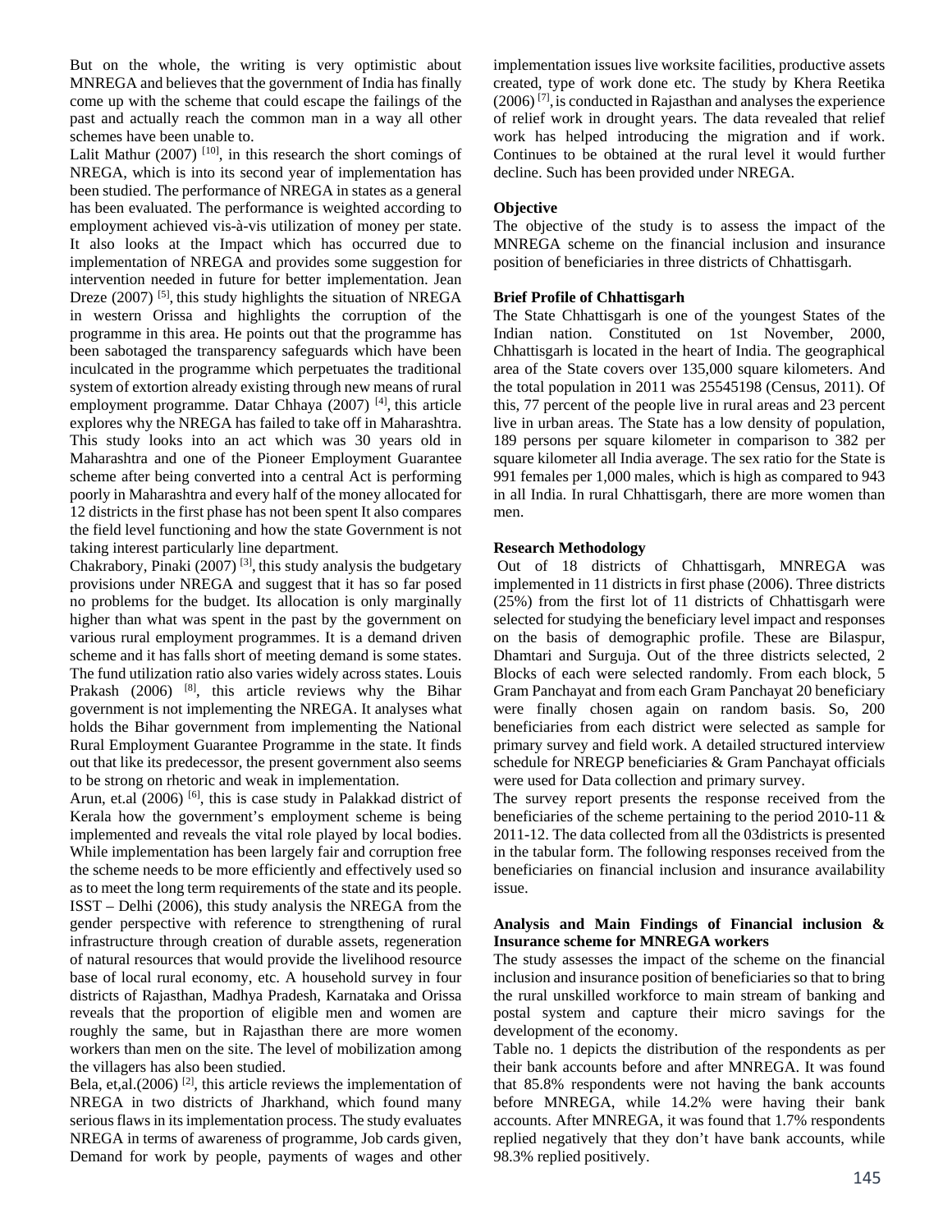But on the whole, the writing is very optimistic about MNREGA and believes that the government of India has finally come up with the scheme that could escape the failings of the past and actually reach the common man in a way all other schemes have been unable to.

Lalit Mathur (2007) [10], in this research the short comings of NREGA, which is into its second year of implementation has been studied. The performance of NREGA in states as a general has been evaluated. The performance is weighted according to employment achieved vis-à-vis utilization of money per state. It also looks at the Impact which has occurred due to implementation of NREGA and provides some suggestion for intervention needed in future for better implementation. Jean Dreze (2007) [5], this study highlights the situation of NREGA in western Orissa and highlights the corruption of the programme in this area. He points out that the programme has been sabotaged the transparency safeguards which have been inculcated in the programme which perpetuates the traditional system of extortion already existing through new means of rural employment programme. Datar Chhaya (2007) [4], this article explores why the NREGA has failed to take off in Maharashtra. This study looks into an act which was 30 years old in Maharashtra and one of the Pioneer Employment Guarantee scheme after being converted into a central Act is performing poorly in Maharashtra and every half of the money allocated for 12 districts in the first phase has not been spent It also compares the field level functioning and how the state Government is not taking interest particularly line department.

Chakrabory, Pinaki (2007) [3], this study analysis the budgetary provisions under NREGA and suggest that it has so far posed no problems for the budget. Its allocation is only marginally higher than what was spent in the past by the government on various rural employment programmes. It is a demand driven scheme and it has falls short of meeting demand is some states. The fund utilization ratio also varies widely across states. Louis Prakash (2006) [8], this article reviews why the Bihar government is not implementing the NREGA. It analyses what holds the Bihar government from implementing the National Rural Employment Guarantee Programme in the state. It finds out that like its predecessor, the present government also seems to be strong on rhetoric and weak in implementation.

Arun, et.al (2006) [6], this is case study in Palakkad district of Kerala how the government's employment scheme is being implemented and reveals the vital role played by local bodies. While implementation has been largely fair and corruption free the scheme needs to be more efficiently and effectively used so as to meet the long term requirements of the state and its people. ISST – Delhi (2006), this study analysis the NREGA from the gender perspective with reference to strengthening of rural infrastructure through creation of durable assets, regeneration of natural resources that would provide the livelihood resource base of local rural economy, etc. A household survey in four districts of Rajasthan, Madhya Pradesh, Karnataka and Orissa reveals that the proportion of eligible men and women are roughly the same, but in Rajasthan there are more women workers than men on the site. The level of mobilization among the villagers has also been studied.

Bela, et,al.(2006) [2], this article reviews the implementation of NREGA in two districts of Jharkhand, which found many serious flaws in its implementation process. The study evaluates NREGA in terms of awareness of programme, Job cards given, Demand for work by people, payments of wages and other implementation issues live worksite facilities, productive assets created, type of work done etc. The study by Khera Reetika (2006) [7], is conducted in Rajasthan and analyses the experience of relief work in drought years. The data revealed that relief work has helped introducing the migration and if work. Continues to be obtained at the rural level it would further decline. Such has been provided under NREGA.

**Objective**

The objective of the study is to assess the impact of the MNREGA scheme on the financial inclusion and insurance position of beneficiaries in three districts of Chhattisgarh.

**Brief Profile of Chhattisgarh**

The State Chhattisgarh is one of the youngest States of the Indian nation. Constituted on 1st November, 2000, Chhattisgarh is located in the heart of India. The geographical area of the State covers over 135,000 square kilometers. And the total population in 2011 was 25545198 (Census, 2011). Of this, 77 percent of the people live in rural areas and 23 percent live in urban areas. The State has a low density of population, 189 persons per square kilometer in comparison to 382 per square kilometer all India average. The sex ratio for the State is 991 females per 1,000 males, which is high as compared to 943 in all India. In rural Chhattisgarh, there are more women than men.

**Research Methodology**

Out of 18 districts of Chhattisgarh, MNREGA was implemented in 11 districts in first phase (2006). Three districts (25%) from the first lot of 11 districts of Chhattisgarh were selected for studying the beneficiary level impact and responses on the basis of demographic profile. These are Bilaspur, Dhamtari and Surguja. Out of the three districts selected, 2 Blocks of each were selected randomly. From each block, 5 Gram Panchayat and from each Gram Panchayat 20 beneficiary were finally chosen again on random basis. So, 200 beneficiaries from each district were selected as sample for primary survey and field work. A detailed structured interview schedule for NREGP beneficiaries & Gram Panchayat officials were used for Data collection and primary survey.

The survey report presents the response received from the beneficiaries of the scheme pertaining to the period 2010-11 & 2011-12. The data collected from all the 03districts is presented in the tabular form. The following responses received from the beneficiaries on financial inclusion and insurance availability issue.

**Analysis and Main Findings of Financial inclusion & Insurance scheme for MNREGA workers**

The study assesses the impact of the scheme on the financial inclusion and insurance position of beneficiaries so that to bring the rural unskilled workforce to main stream of banking and postal system and capture their micro savings for the development of the economy.

Table no. 1 depicts the distribution of the respondents as per their bank accounts before and after MNREGA. It was found that 85.8% respondents were not having the bank accounts before MNREGA, while 14.2% were having their bank accounts. After MNREGA, it was found that 1.7% respondents replied negatively that they don't have bank accounts, while 98.3% replied positively.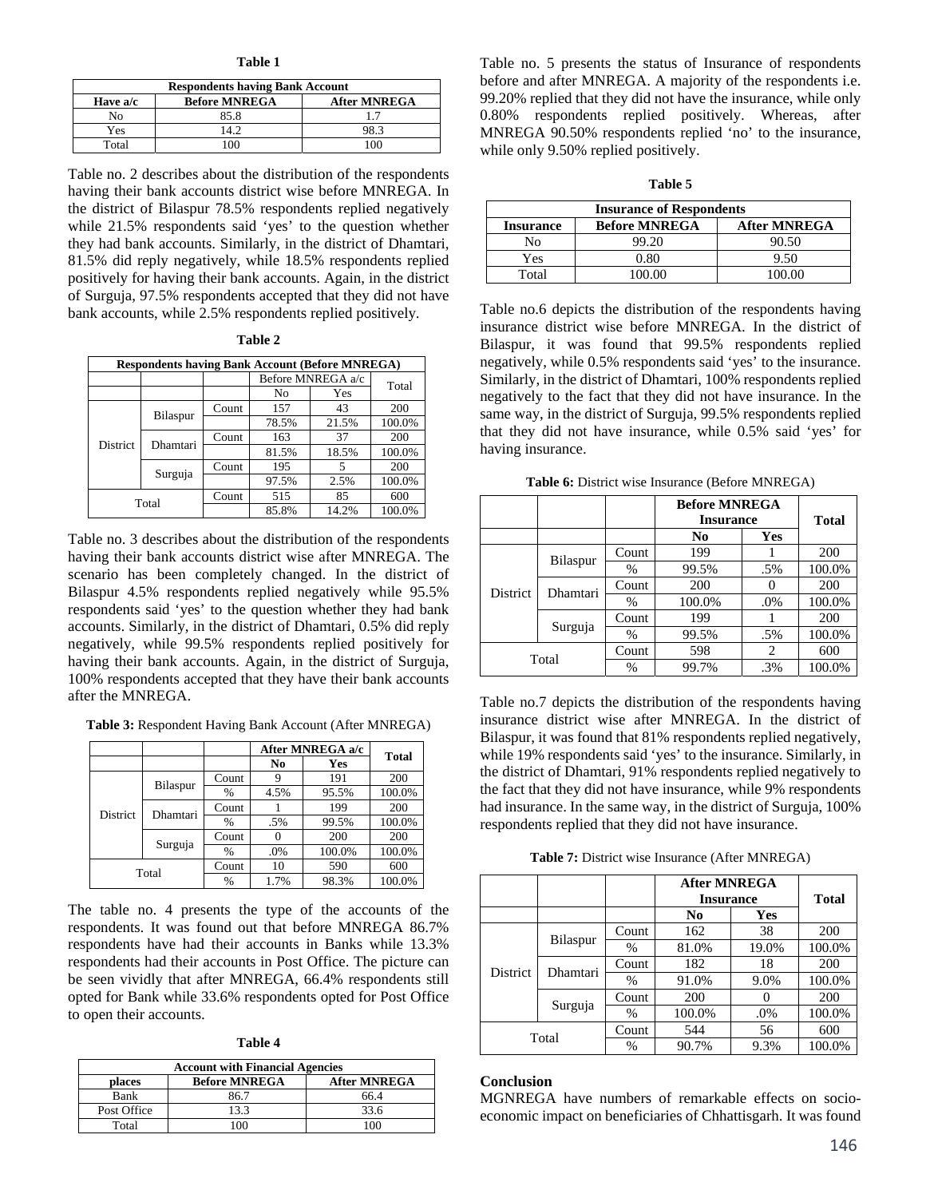**Table 1**

| Respondents having Bank Account | | |
|---|---|---|
| **Have a/c** | **Before MNREGA** | **After MNREGA** |
| No | 85.8 | 1.7 |
| Yes | 14.2 | 98.3 |
| Total | 100 | 100 |

Table no. 2 describes about the distribution of the respondents having their bank accounts district wise before MNREGA. In the district of Bilaspur 78.5% respondents replied negatively while 21.5% respondents said 'yes' to the question whether they had bank accounts. Similarly, in the district of Dhamtari, 81.5% did reply negatively, while 18.5% respondents replied positively for having their bank accounts. Again, in the district of Surguja, 97.5% respondents accepted that they did not have bank accounts, while 2.5% respondents replied positively.

**Table 2**

| Respondents having Bank Account (Before MNREGA) | | | | | |
|---|---|---|---|---|---|
| | | | Before MNREGA a/c | | Total |
| | | | No | Yes | |
| District | Bilaspur | Count | 157 | 43 | 200 |
| | | | 78.5% | 21.5% | 100.0% |
| | Dhamtari | Count | 163 | 37 | 200 |
| | | | 81.5% | 18.5% | 100.0% |
| | Surguja | Count | 195 | 5 | 200 |
| | | | 97.5% | 2.5% | 100.0% |
| Total | | Count | 515 | 85 | 600 |
| | | | 85.8% | 14.2% | 100.0% |

Table no. 3 describes about the distribution of the respondents having their bank accounts district wise after MNREGA. The scenario has been completely changed. In the district of Bilaspur 4.5% respondents replied negatively while 95.5% respondents said 'yes' to the question whether they had bank accounts. Similarly, in the district of Dhamtari, 0.5% did reply negatively, while 99.5% respondents replied positively for having their bank accounts. Again, in the district of Surguja, 100% respondents accepted that they have their bank accounts after the MNREGA.

**Table 3:** Respondent Having Bank Account (After MNREGA)

| | | | After MNREGA a/c | | Total |
|---|---|---|---|---|---|
| | | | No | Yes | |
| District | Bilaspur | Count | 9 | 191 | 200 |
| | | % | 4.5% | 95.5% | 100.0% |
| | Dhamtari | Count | 1 | 199 | 200 |
| | | % | .5% | 99.5% | 100.0% |
| | Surguja | Count | 0 | 200 | 200 |
| | | % | .0% | 100.0% | 100.0% |
| Total | | Count | 10 | 590 | 600 |
| | | % | 1.7% | 98.3% | 100.0% |

The table no. 4 presents the type of the accounts of the respondents. It was found out that before MNREGA 86.7% respondents have had their accounts in Banks while 13.3% respondents had their accounts in Post Office. The picture can be seen vividly that after MNREGA, 66.4% respondents still opted for Bank while 33.6% respondents opted for Post Office to open their accounts.

**Table 4**

| Account with Financial Agencies | | |
|---|---|---|
| **places** | **Before MNREGA** | **After MNREGA** |
| Bank | 86.7 | 66.4 |
| Post Office | 13.3 | 33.6 |
| Total | 100 | 100 |

Table no. 5 presents the status of Insurance of respondents before and after MNREGA. A majority of the respondents i.e. 99.20% replied that they did not have the insurance, while only 0.80% respondents replied positively. Whereas, after MNREGA 90.50% respondents replied 'no' to the insurance, while only 9.50% replied positively.

**Table 5**

| Insurance of Respondents | | |
|---|---|---|
| **Insurance** | **Before MNREGA** | **After MNREGA** |
| No | 99.20 | 90.50 |
| Yes | 0.80 | 9.50 |
| Total | 100.00 | 100.00 |

Table no.6 depicts the distribution of the respondents having insurance district wise before MNREGA. In the district of Bilaspur, it was found that 99.5% respondents replied negatively, while 0.5% respondents said 'yes' to the insurance. Similarly, in the district of Dhamtari, 100% respondents replied negatively to the fact that they did not have insurance. In the same way, in the district of Surguja, 99.5% respondents replied that they did not have insurance, while 0.5% said 'yes' for having insurance.

**Table 6:** District wise Insurance (Before MNREGA)

| | | | **Before MNREGA Insurance** | | **Total** |
|---|---|---|---|---|---|
| | | | **No** | **Yes** | |
| District | Bilaspur | Count | 199 | 1 | 200 |
| | | % | 99.5% | .5% | 100.0% |
| | Dhamtari | Count | 200 | 0 | 200 |
| | | % | 100.0% | .0% | 100.0% |
| | Surguja | Count | 199 | 1 | 200 |
| | | % | 99.5% | .5% | 100.0% |
| Total | | Count | 598 | 2 | 600 |
| | | % | 99.7% | .3% | 100.0% |

Table no.7 depicts the distribution of the respondents having insurance district wise after MNREGA. In the district of Bilaspur, it was found that 81% respondents replied negatively, while 19% respondents said 'yes' to the insurance. Similarly, in the district of Dhamtari, 91% respondents replied negatively to the fact that they did not have insurance, while 9% respondents had insurance. In the same way, in the district of Surguja, 100% respondents replied that they did not have insurance.

**Table 7:** District wise Insurance (After MNREGA)

| | | | **After MNREGA Insurance** | | **Total** |
|---|---|---|---|---|---|
| | | | **No** | **Yes** | |
| District | Bilaspur | Count | 162 | 38 | 200 |
| | | % | 81.0% | 19.0% | 100.0% |
| | Dhamtari | Count | 182 | 18 | 200 |
| | | % | 91.0% | 9.0% | 100.0% |
| | Surguja | Count | 200 | 0 | 200 |
| | | % | 100.0% | .0% | 100.0% |
| Total | | Count | 544 | 56 | 600 |
| | | % | 90.7% | 9.3% | 100.0% |

## Conclusion

MGNREGA have numbers of remarkable effects on socio-economic impact on beneficiaries of Chhattisgarh. It was found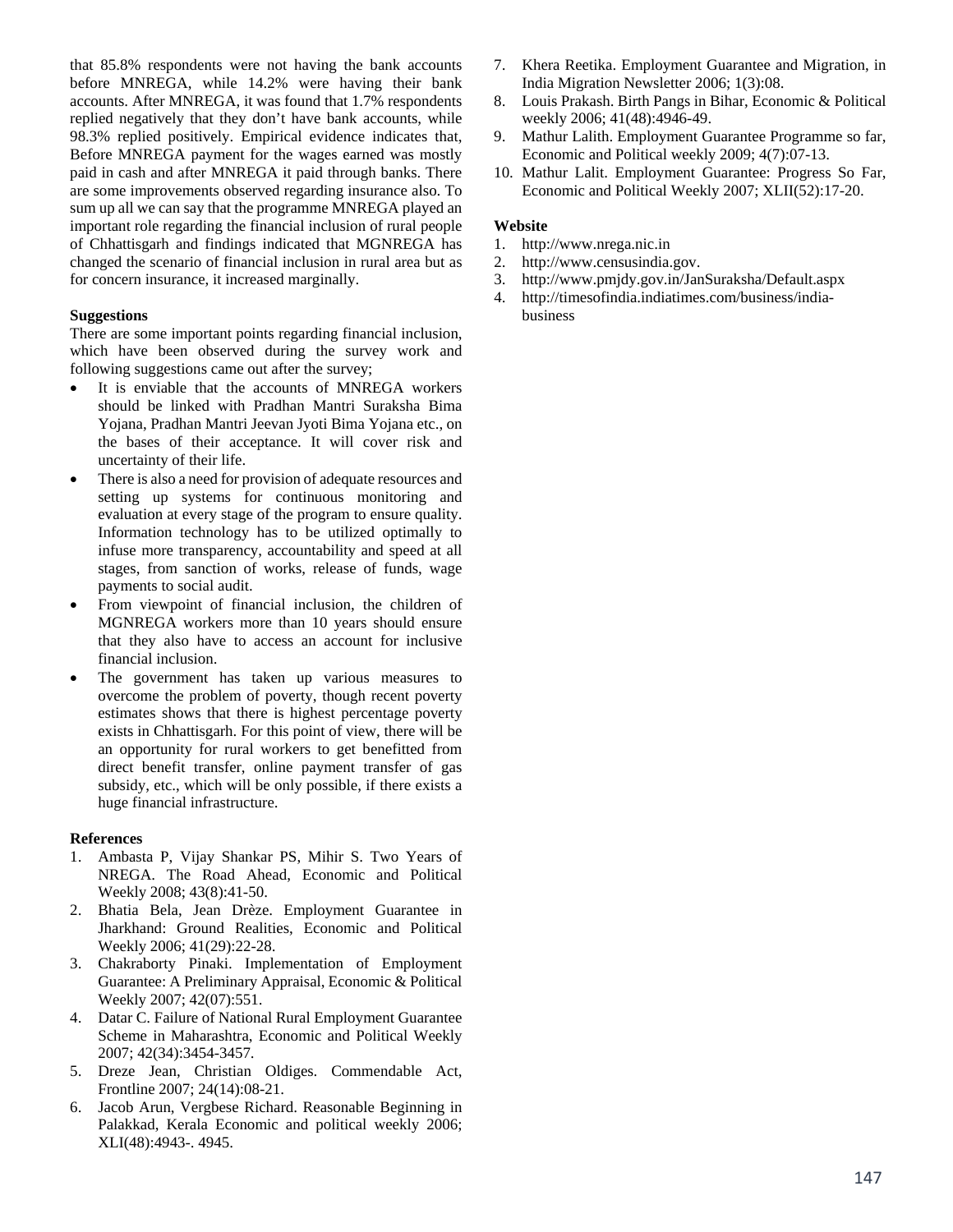that 85.8% respondents were not having the bank accounts before MNREGA, while 14.2% were having their bank accounts. After MNREGA, it was found that 1.7% respondents replied negatively that they don't have bank accounts, while 98.3% replied positively. Empirical evidence indicates that, Before MNREGA payment for the wages earned was mostly paid in cash and after MNREGA it paid through banks. There are some improvements observed regarding insurance also. To sum up all we can say that the programme MNREGA played an important role regarding the financial inclusion of rural people of Chhattisgarh and findings indicated that MGNREGA has changed the scenario of financial inclusion in rural area but as for concern insurance, it increased marginally.

**Suggestions**

There are some important points regarding financial inclusion, which have been observed during the survey work and following suggestions came out after the survey;

- It is enviable that the accounts of MNREGA workers should be linked with Pradhan Mantri Suraksha Bima Yojana, Pradhan Mantri Jeevan Jyoti Bima Yojana etc., on the bases of their acceptance. It will cover risk and uncertainty of their life.
- There is also a need for provision of adequate resources and setting up systems for continuous monitoring and evaluation at every stage of the program to ensure quality. Information technology has to be utilized optimally to infuse more transparency, accountability and speed at all stages, from sanction of works, release of funds, wage payments to social audit.
- From viewpoint of financial inclusion, the children of MGNREGA workers more than 10 years should ensure that they also have to access an account for inclusive financial inclusion.
- The government has taken up various measures to overcome the problem of poverty, though recent poverty estimates shows that there is highest percentage poverty exists in Chhattisgarh. For this point of view, there will be an opportunity for rural workers to get benefitted from direct benefit transfer, online payment transfer of gas subsidy, etc., which will be only possible, if there exists a huge financial infrastructure.

**References**

1. Ambasta P, Vijay Shankar PS, Mihir S. Two Years of NREGA. The Road Ahead, Economic and Political Weekly 2008; 43(8):41-50.
2. Bhatia Bela, Jean Drèze. Employment Guarantee in Jharkhand: Ground Realities, Economic and Political Weekly 2006; 41(29):22-28.
3. Chakraborty Pinaki. Implementation of Employment Guarantee: A Preliminary Appraisal, Economic & Political Weekly 2007; 42(07):551.
4. Datar C. Failure of National Rural Employment Guarantee Scheme in Maharashtra, Economic and Political Weekly 2007; 42(34):3454-3457.
5. Dreze Jean, Christian Oldiges. Commendable Act, Frontline 2007; 24(14):08-21.
6. Jacob Arun, Vergbese Richard. Reasonable Beginning in Palakkad, Kerala Economic and political weekly 2006; XLI(48):4943-. 4945.
7. Khera Reetika. Employment Guarantee and Migration, in India Migration Newsletter 2006; 1(3):08.
8. Louis Prakash. Birth Pangs in Bihar, Economic & Political weekly 2006; 41(48):4946-49.
9. Mathur Lalith. Employment Guarantee Programme so far, Economic and Political weekly 2009; 4(7):07-13.
10. Mathur Lalit. Employment Guarantee: Progress So Far, Economic and Political Weekly 2007; XLII(52):17-20.

**Website**

1. http://www.nrega.nic.in
2. http://www.censusindia.gov.
3. http://www.pmjdy.gov.in/JanSuraksha/Default.aspx
4. http://timesofindia.indiatimes.com/business/india-business